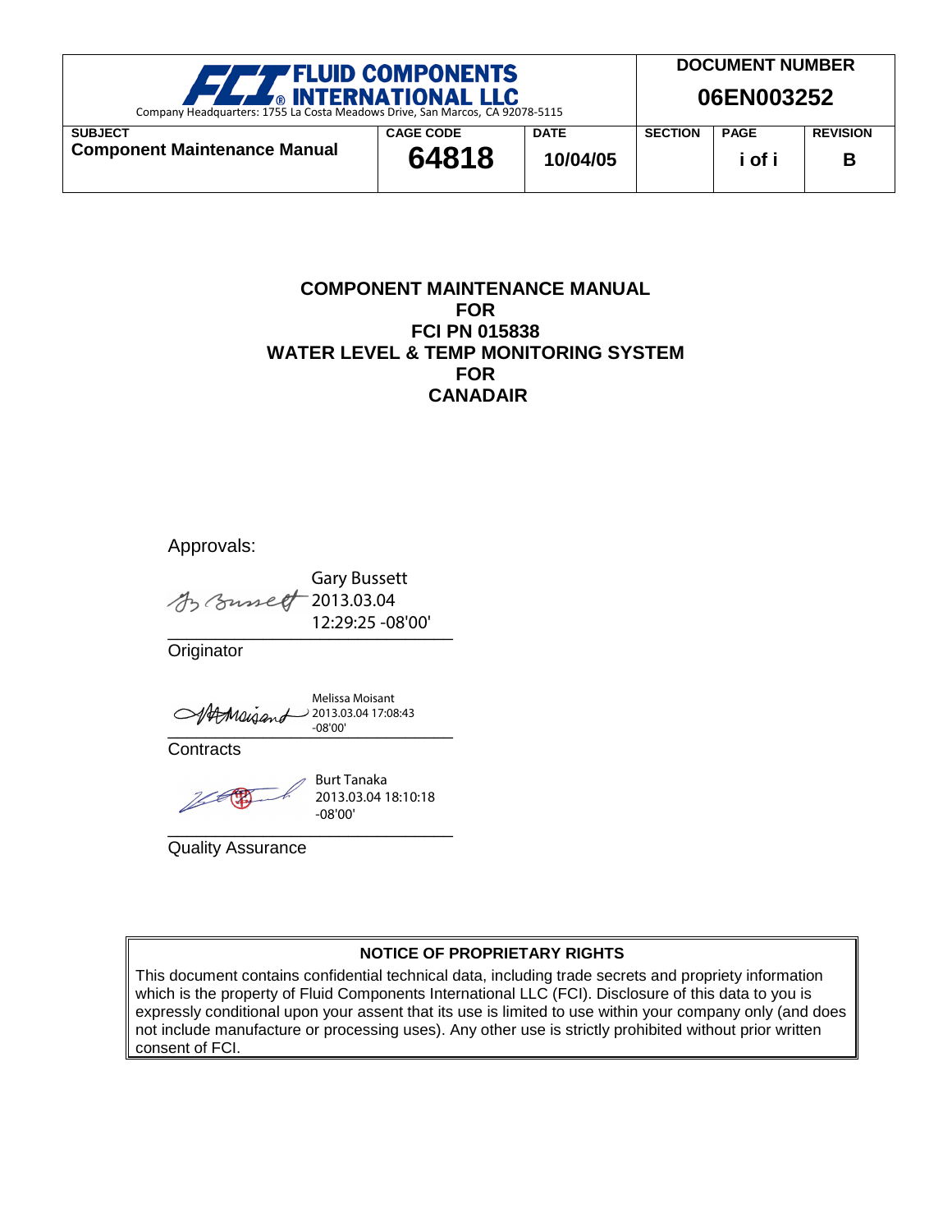| FLUID COMPONENTS INTERNATIONAL LLC<br>Company Headquarters: 1755 La Costa Meadows Drive, San Marcos, CA 92078-5115 | | | DOCUMENT NUMBER<br>**06EN003252** | | |
|---|---|---|---|---|---|
| **SUBJECT**<br>**Component Maintenance Manual** | **CAGE CODE**<br>**64818** | **DATE**<br>**10/04/05** | **SECTION** | **PAGE**<br>**i of i** | **REVISION**<br>**B** |

# COMPONENT MAINTENANCE MANUAL
# FOR
# FCI PN 015838
# WATER LEVEL & TEMP MONITORING SYSTEM
# FOR
# CANADAIR

Approvals:

Gary Bussett
2013.03.04
12:29:25 -08'00'

Originator

Melissa Moisant
2013.03.04 17:08:43
-08'00'

Contracts

Burt Tanaka
2013.03.04 18:10:18
-08'00'

Quality Assurance

**NOTICE OF PROPRIETARY RIGHTS**

This document contains confidential technical data, including trade secrets and propriety information which is the property of Fluid Components International LLC (FCI). Disclosure of this data to you is expressly conditional upon your assent that its use is limited to use within your company only (and does not include manufacture or processing uses). Any other use is strictly prohibited without prior written consent of FCI.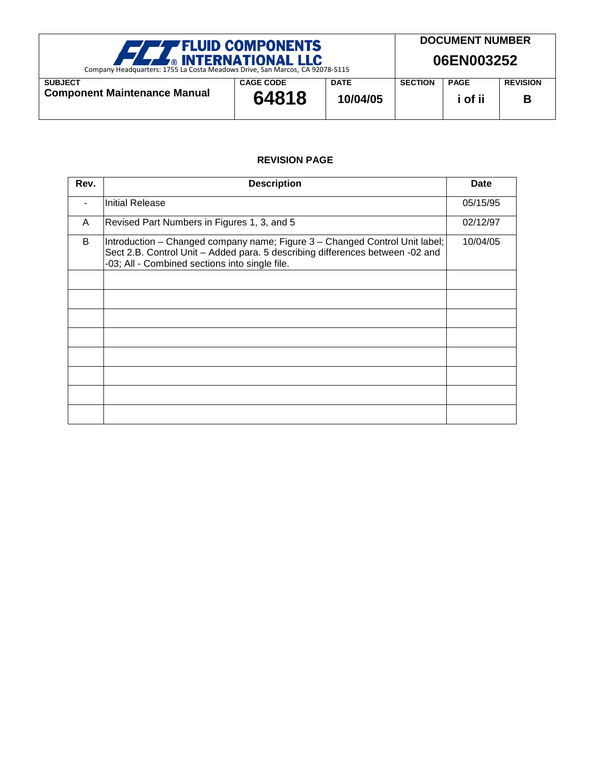## REVISION PAGE

| Rev. | Description | Date |
|---|---|---|
| - | Initial Release | 05/15/95 |
| A | Revised Part Numbers in Figures 1, 3, and 5 | 02/12/97 |
| B | Introduction – Changed company name; Figure 3 – Changed Control Unit label; Sect 2.B. Control Unit – Added para. 5 describing differences between -02 and -03; All - Combined sections into single file. | 10/04/05 |
| | | |
| | | |
| | | |
| | | |
| | | |
| | | |
| | | |
| | | |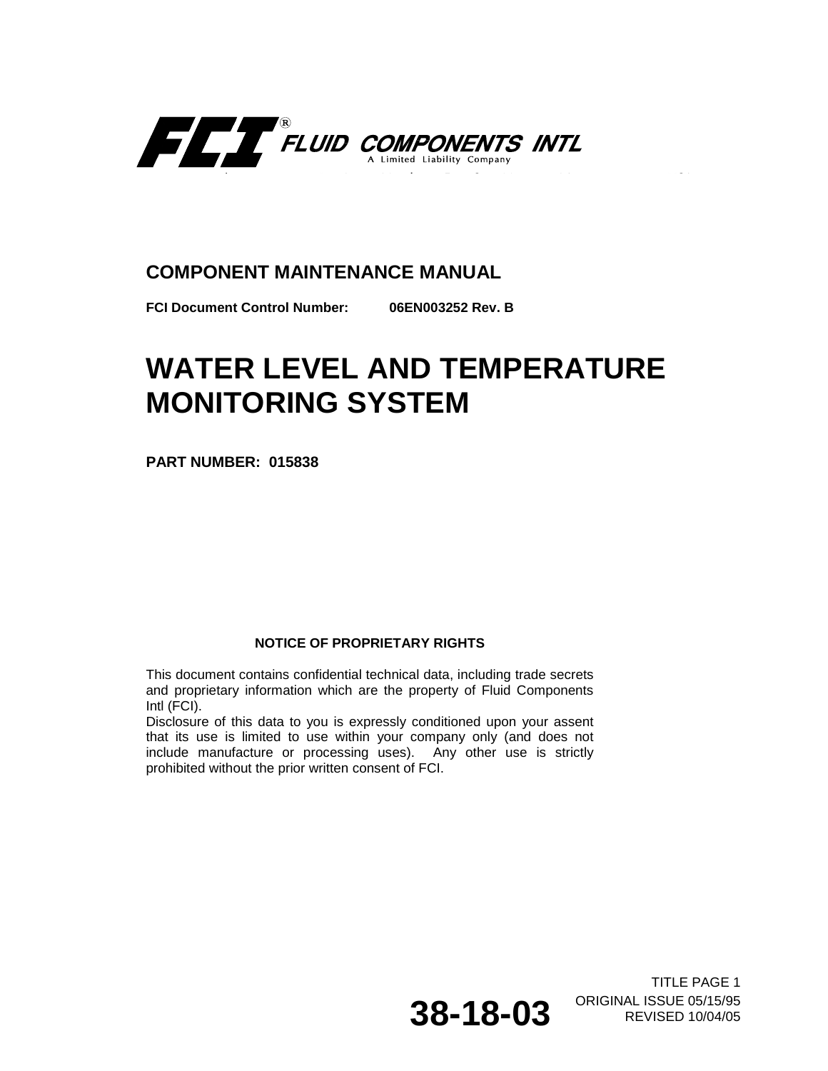**FCI FLUID COMPONENTS INTL**
A Limited Liability Company

## COMPONENT MAINTENANCE MANUAL

**FCI Document Control Number: 06EN003252 Rev. B**

# WATER LEVEL AND TEMPERATURE MONITORING SYSTEM

**PART NUMBER: 015838**

**NOTICE OF PROPRIETARY RIGHTS**

This document contains confidential technical data, including trade secrets and proprietary information which are the property of Fluid Components Intl (FCI).
Disclosure of this data to you is expressly conditioned upon your assent that its use is limited to use within your company only (and does not include manufacture or processing uses). Any other use is strictly prohibited without the prior written consent of FCI.

TITLE PAGE 1

**38-18-03**

ORIGINAL ISSUE 05/15/95
REVISED 10/04/05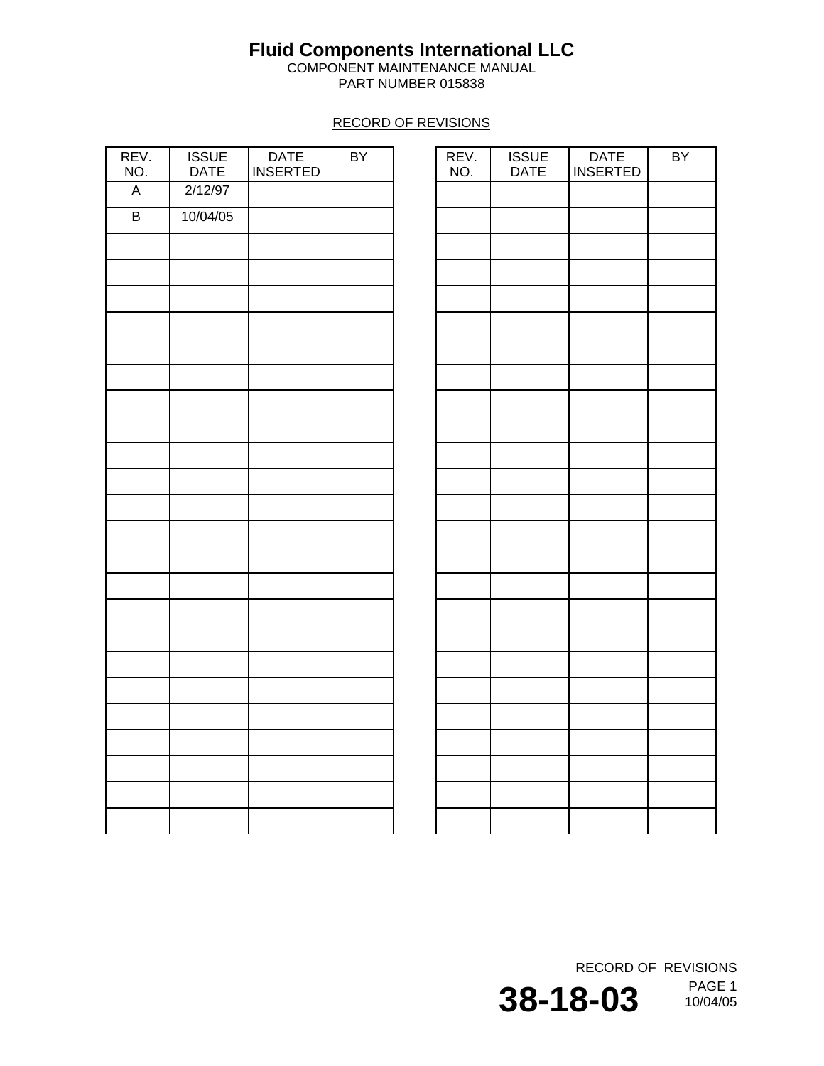# Fluid Components International LLC

COMPONENT MAINTENANCE MANUAL
PART NUMBER 015838

## RECORD OF REVISIONS

| REV. NO. | ISSUE DATE | DATE INSERTED | BY |
|---|---|---|---|
| A | 2/12/97 | | |
| B | 10/04/05 | | |
| | | | |
| | | | |
| | | | |
| | | | |
| | | | |
| | | | |
| | | | |
| | | | |
| | | | |
| | | | |
| | | | |
| | | | |
| | | | |
| | | | |
| | | | |
| | | | |
| | | | |
| | | | |
| | | | |
| | | | |
| | | | |
| | | | |

| REV. NO. | ISSUE DATE | DATE INSERTED | BY |
|---|---|---|---|
| | | | |
| | | | |
| | | | |
| | | | |
| | | | |
| | | | |
| | | | |
| | | | |
| | | | |
| | | | |
| | | | |
| | | | |
| | | | |
| | | | |
| | | | |
| | | | |
| | | | |
| | | | |
| | | | |
| | | | |
| | | | |
| | | | |
| | | | |
| | | | |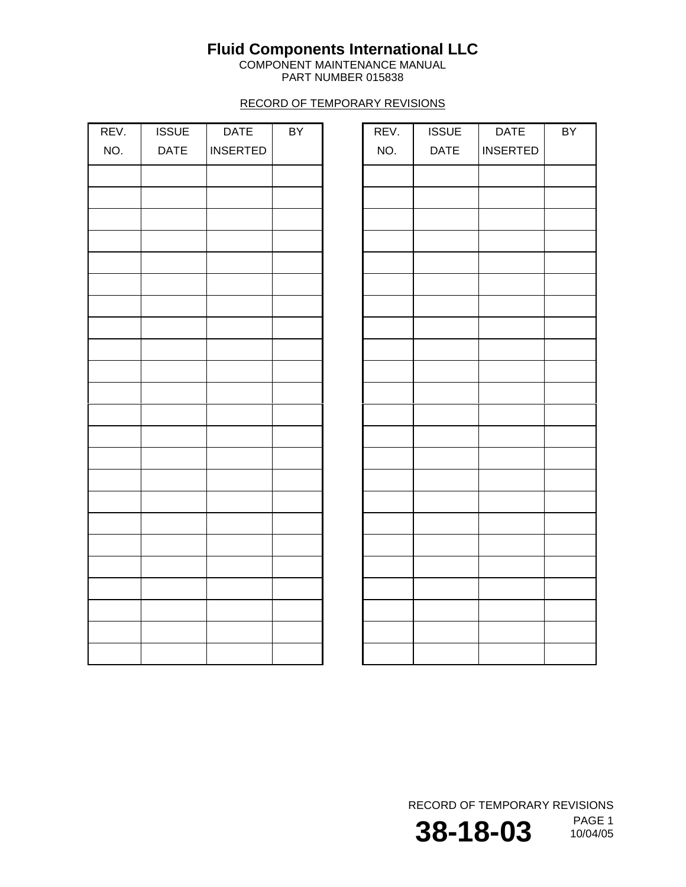# Fluid Components International LLC

COMPONENT MAINTENANCE MANUAL
PART NUMBER 015838

RECORD OF TEMPORARY REVISIONS

| REV. NO. | ISSUE DATE | DATE INSERTED | BY |
|---|---|---|---|
| | | | |
| | | | |
| | | | |
| | | | |
| | | | |
| | | | |
| | | | |
| | | | |
| | | | |
| | | | |
| | | | |
| | | | |
| | | | |
| | | | |
| | | | |
| | | | |
| | | | |
| | | | |
| | | | |
| | | | |
| | | | |
| | | | |
| | | | |

| REV. NO. | ISSUE DATE | DATE INSERTED | BY |
|---|---|---|---|
| | | | |
| | | | |
| | | | |
| | | | |
| | | | |
| | | | |
| | | | |
| | | | |
| | | | |
| | | | |
| | | | |
| | | | |
| | | | |
| | | | |
| | | | |
| | | | |
| | | | |
| | | | |
| | | | |
| | | | |
| | | | |
| | | | |
| | | | |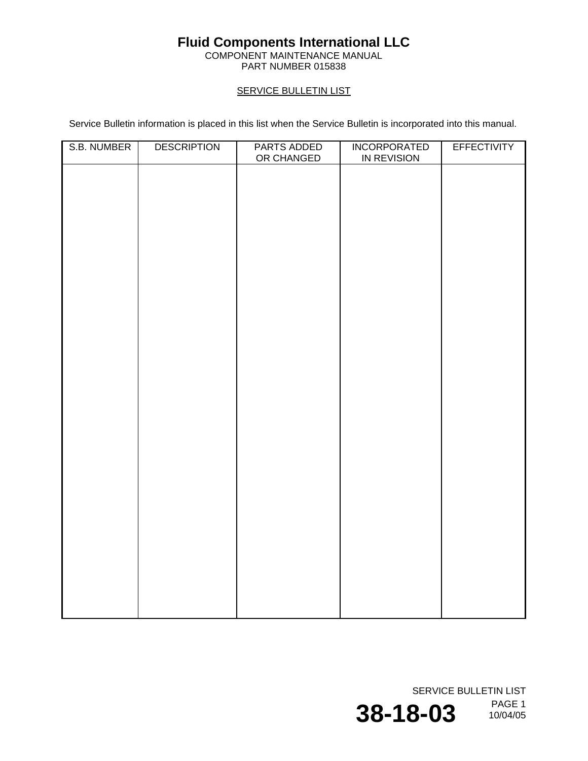# Fluid Components International LLC

COMPONENT MAINTENANCE MANUAL
PART NUMBER 015838

## SERVICE BULLETIN LIST

Service Bulletin information is placed in this list when the Service Bulletin is incorporated into this manual.

| S.B. NUMBER | DESCRIPTION | PARTS ADDED OR CHANGED | INCORPORATED IN REVISION | EFFECTIVITY |
|---|---|---|---|---|
| | | | | |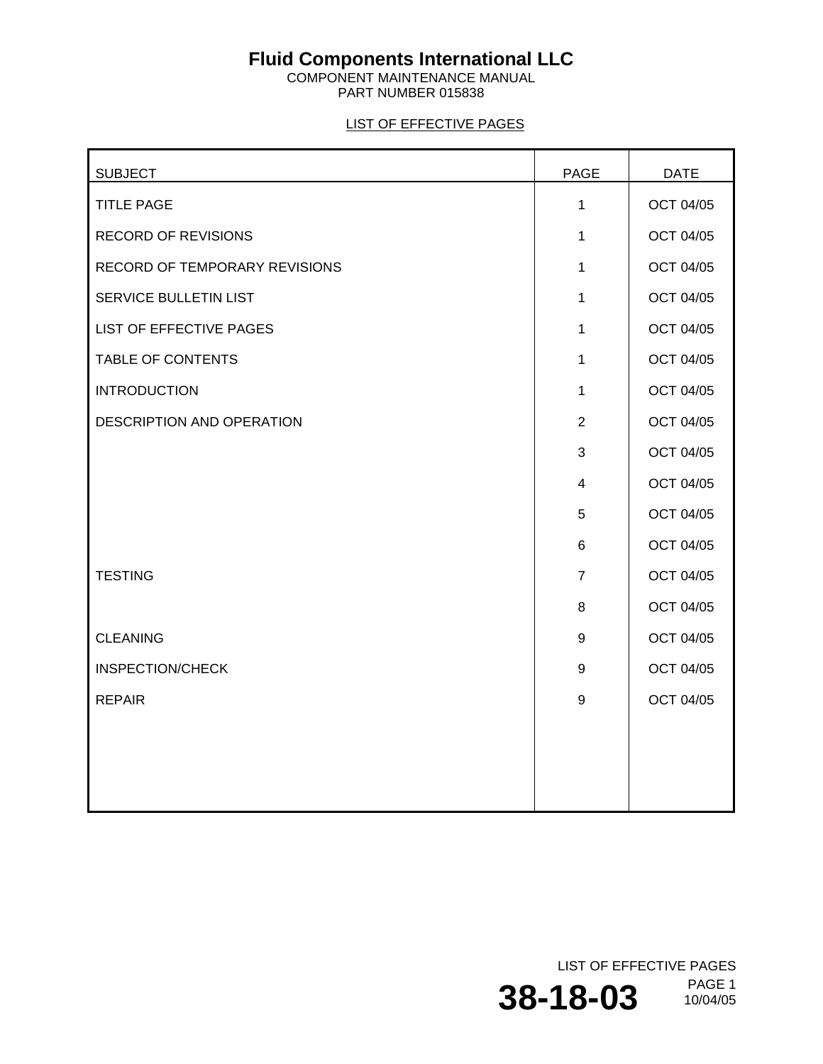# Fluid Components International LLC

COMPONENT MAINTENANCE MANUAL
PART NUMBER 015838

## LIST OF EFFECTIVE PAGES

| SUBJECT | PAGE | DATE |
|---|---|---|
| TITLE PAGE | 1 | OCT 04/05 |
| RECORD OF REVISIONS | 1 | OCT 04/05 |
| RECORD OF TEMPORARY REVISIONS | 1 | OCT 04/05 |
| SERVICE BULLETIN LIST | 1 | OCT 04/05 |
| LIST OF EFFECTIVE PAGES | 1 | OCT 04/05 |
| TABLE OF CONTENTS | 1 | OCT 04/05 |
| INTRODUCTION | 1 | OCT 04/05 |
| DESCRIPTION AND OPERATION | 2 | OCT 04/05 |
| | 3 | OCT 04/05 |
| | 4 | OCT 04/05 |
| | 5 | OCT 04/05 |
| | 6 | OCT 04/05 |
| TESTING | 7 | OCT 04/05 |
| | 8 | OCT 04/05 |
| CLEANING | 9 | OCT 04/05 |
| INSPECTION/CHECK | 9 | OCT 04/05 |
| REPAIR | 9 | OCT 04/05 |

LIST OF EFFECTIVE PAGES

**38-18-03**

PAGE 1
10/04/05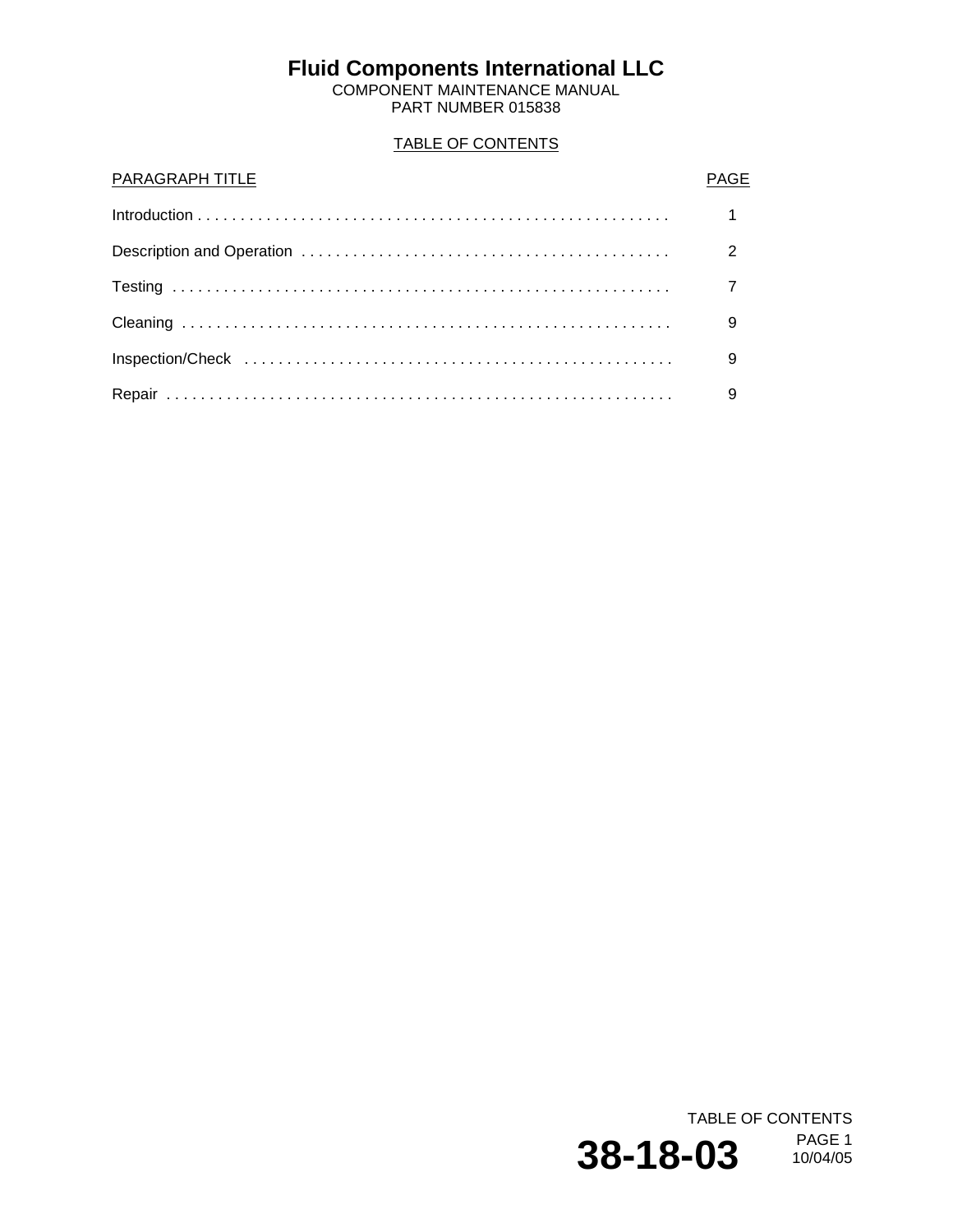# Fluid Components International LLC

COMPONENT MAINTENANCE MANUAL
PART NUMBER 015838

## TABLE OF CONTENTS

| PARAGRAPH TITLE | PAGE |
|---|---|
| Introduction | 1 |
| Description and Operation | 2 |
| Testing | 7 |
| Cleaning | 9 |
| Inspection/Check | 9 |
| Repair | 9 |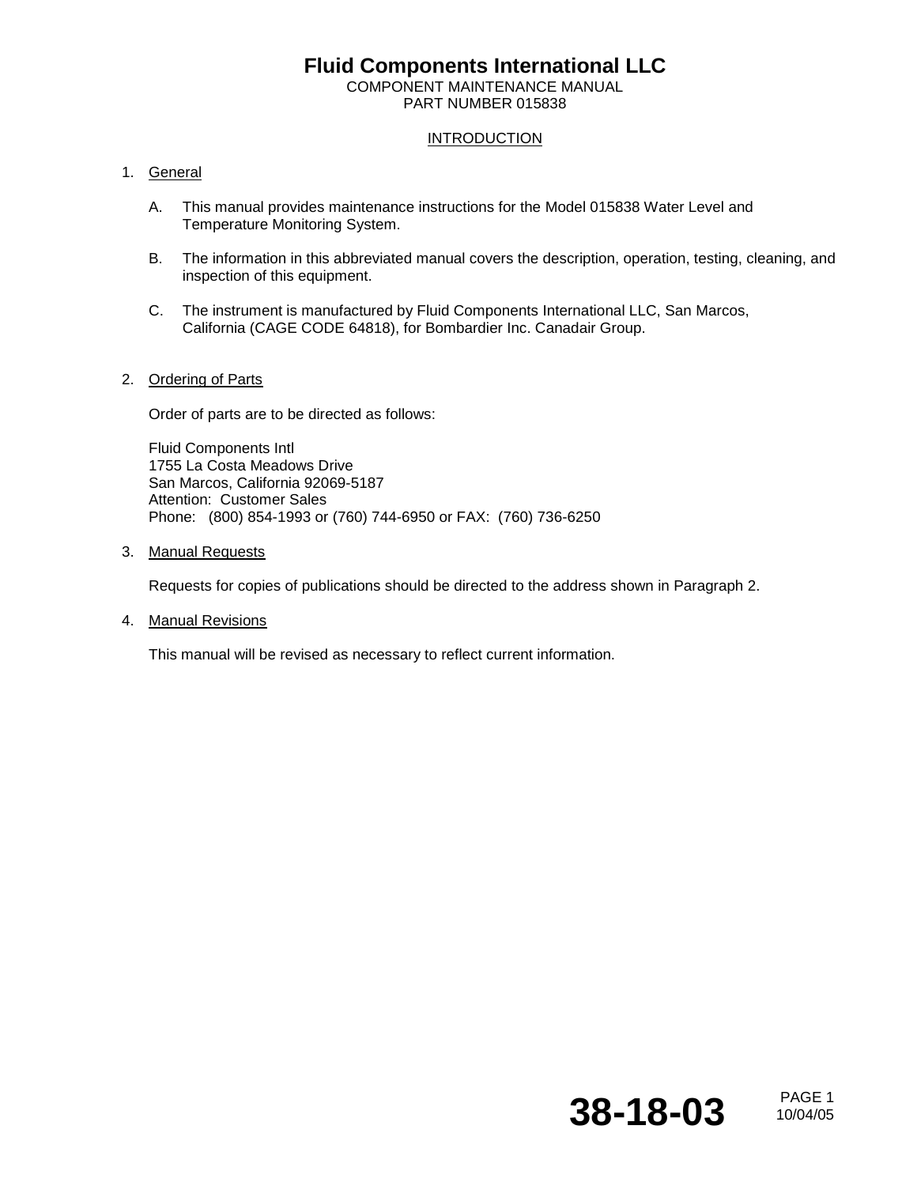# Fluid Components International LLC

COMPONENT MAINTENANCE MANUAL
PART NUMBER 015838

## INTRODUCTION

1. General

   A. This manual provides maintenance instructions for the Model 015838 Water Level and Temperature Monitoring System.

   B. The information in this abbreviated manual covers the description, operation, testing, cleaning, and inspection of this equipment.

   C. The instrument is manufactured by Fluid Components International LLC, San Marcos, California (CAGE CODE 64818), for Bombardier Inc. Canadair Group.

2. Ordering of Parts

   Order of parts are to be directed as follows:

   Fluid Components Intl
   1755 La Costa Meadows Drive
   San Marcos, California 92069-5187
   Attention: Customer Sales
   Phone: (800) 854-1993 or (760) 744-6950 or FAX: (760) 736-6250

3. Manual Requests

   Requests for copies of publications should be directed to the address shown in Paragraph 2.

4. Manual Revisions

   This manual will be revised as necessary to reflect current information.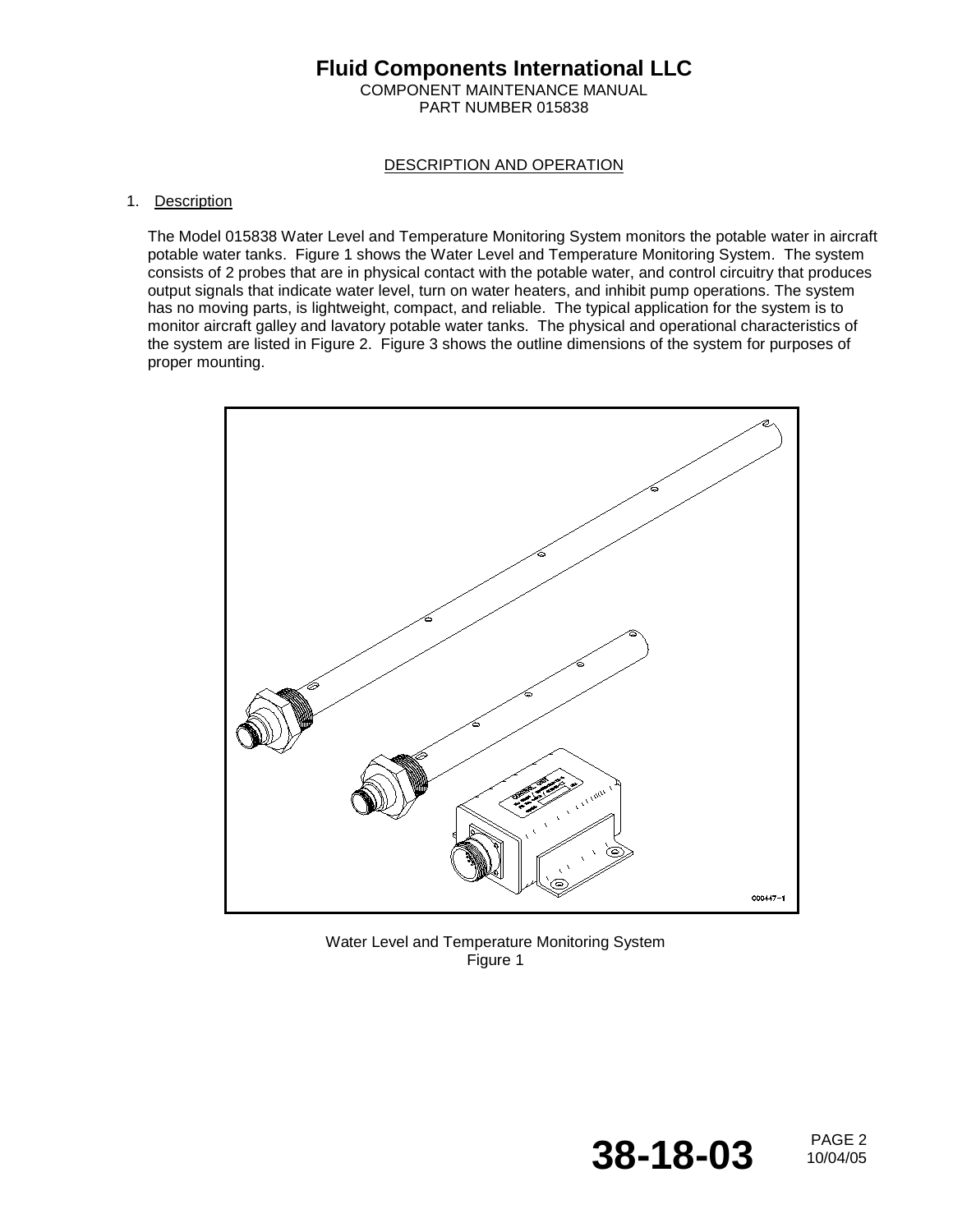## DESCRIPTION AND OPERATION

### 1. Description

The Model 015838 Water Level and Temperature Monitoring System monitors the potable water in aircraft potable water tanks. Figure 1 shows the Water Level and Temperature Monitoring System. The system consists of 2 probes that are in physical contact with the potable water, and control circuitry that produces output signals that indicate water level, turn on water heaters, and inhibit pump operations. The system has no moving parts, is lightweight, compact, and reliable. The typical application for the system is to monitor aircraft galley and lavatory potable water tanks. The physical and operational characteristics of the system are listed in Figure 2. Figure 3 shows the outline dimensions of the system for purposes of proper mounting.

Water Level and Temperature Monitoring System
Figure 1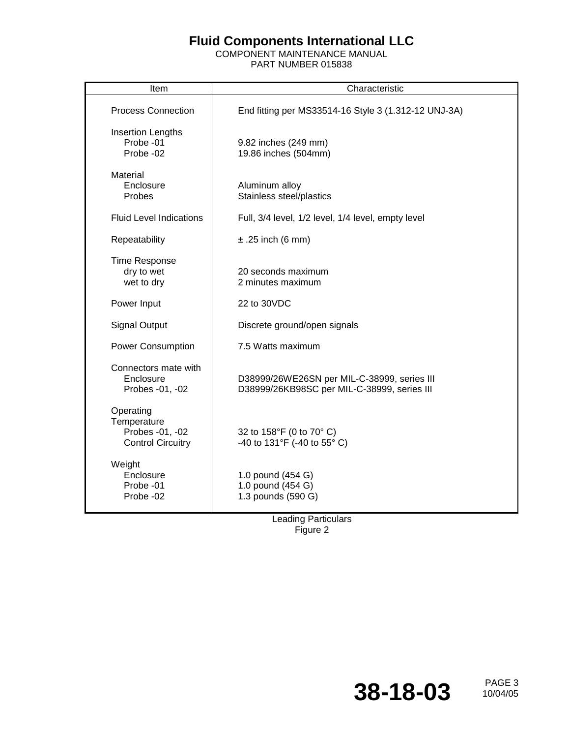| Item | Characteristic |
|---|---|
| Process Connection | End fitting per MS33514-16 Style 3 (1.312-12 UNJ-3A) |
| Insertion Lengths | |
| Probe -01 | 9.82 inches (249 mm) |
| Probe -02 | 19.86 inches (504mm) |
| Material | |
| Enclosure | Aluminum alloy |
| Probes | Stainless steel/plastics |
| Fluid Level Indications | Full, 3/4 level, 1/2 level, 1/4 level, empty level |
| Repeatability | ± .25 inch (6 mm) |
| Time Response | |
| dry to wet | 20 seconds maximum |
| wet to dry | 2 minutes maximum |
| Power Input | 22 to 30VDC |
| Signal Output | Discrete ground/open signals |
| Power Consumption | 7.5 Watts maximum |
| Connectors mate with | |
| Enclosure | D38999/26WE26SN per MIL-C-38999, series III |
| Probes -01, -02 | D38999/26KB98SC per MIL-C-38999, series III |
| Operating Temperature | |
| Probes -01, -02 | 32 to 158°F (0 to 70° C) |
| Control Circuitry | -40 to 131°F (-40 to 55° C) |
| Weight | |
| Enclosure | 1.0 pound (454 G) |
| Probe -01 | 1.0 pound (454 G) |
| Probe -02 | 1.3 pounds (590 G) |

Leading Particulars
Figure 2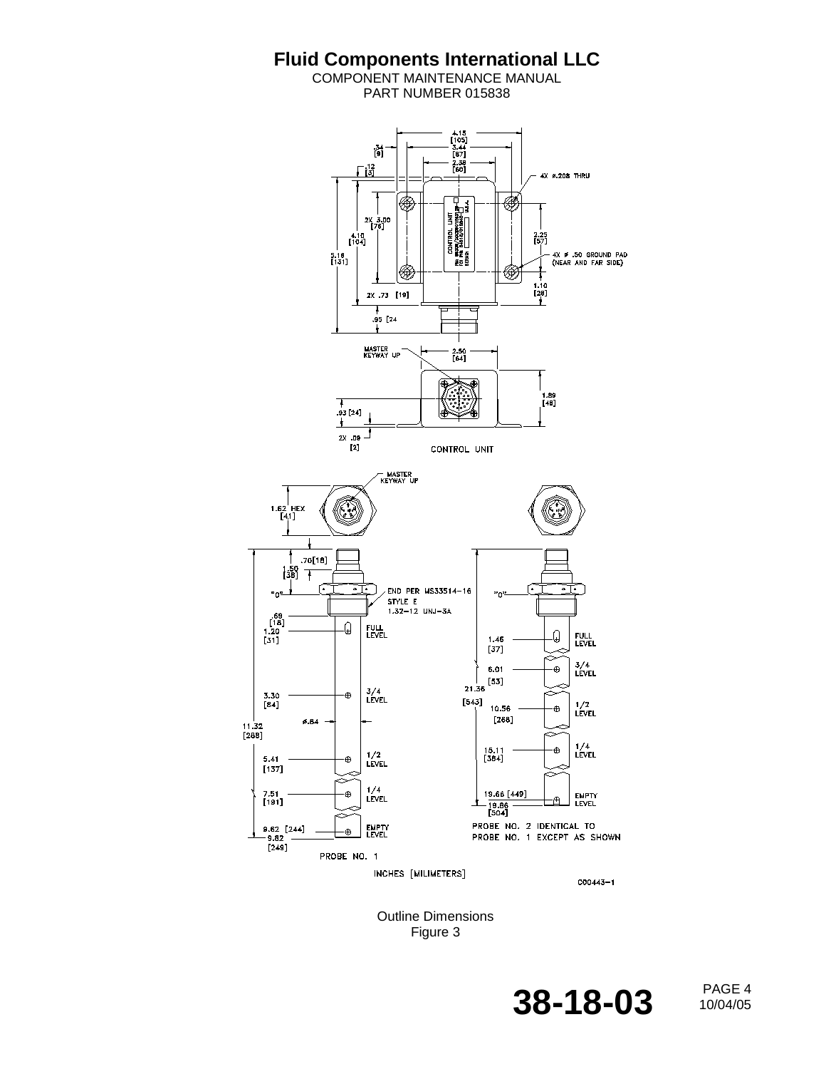INCHES [MILIMETERS]

C00443-1

Outline Dimensions
Figure 3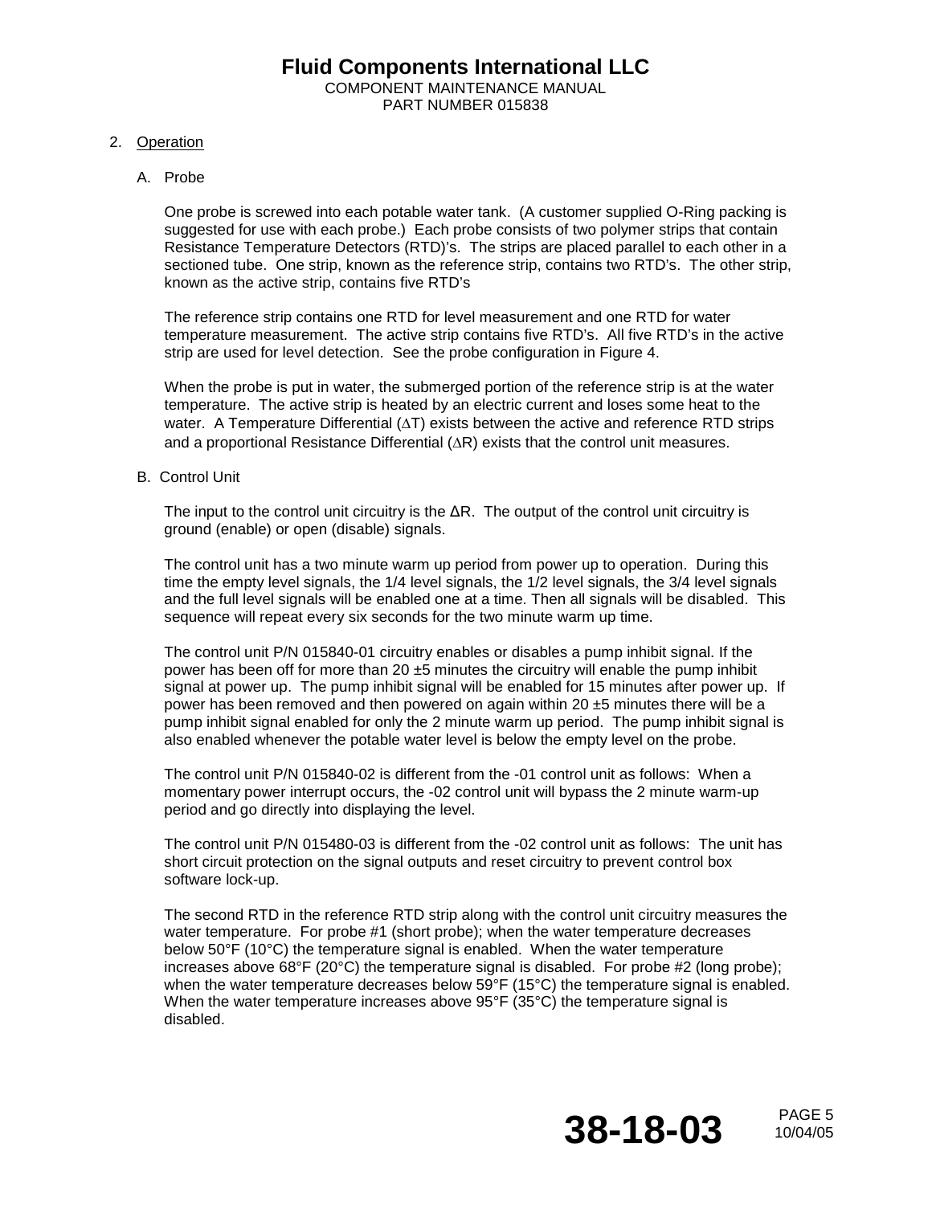## 2. Operation

### A. Probe

One probe is screwed into each potable water tank. (A customer supplied O-Ring packing is suggested for use with each probe.) Each probe consists of two polymer strips that contain Resistance Temperature Detectors (RTD)'s. The strips are placed parallel to each other in a sectioned tube. One strip, known as the reference strip, contains two RTD's. The other strip, known as the active strip, contains five RTD's

The reference strip contains one RTD for level measurement and one RTD for water temperature measurement. The active strip contains five RTD's. All five RTD's in the active strip are used for level detection. See the probe configuration in Figure 4.

When the probe is put in water, the submerged portion of the reference strip is at the water temperature. The active strip is heated by an electric current and loses some heat to the water. A Temperature Differential ($\Delta T$) exists between the active and reference RTD strips and a proportional Resistance Differential ($\Delta R$) exists that the control unit measures.

### B. Control Unit

The input to the control unit circuitry is the $\Delta R$. The output of the control unit circuitry is ground (enable) or open (disable) signals.

The control unit has a two minute warm up period from power up to operation. During this time the empty level signals, the 1/4 level signals, the 1/2 level signals, the 3/4 level signals and the full level signals will be enabled one at a time. Then all signals will be disabled. This sequence will repeat every six seconds for the two minute warm up time.

The control unit P/N 015840-01 circuitry enables or disables a pump inhibit signal. If the power has been off for more than 20 ±5 minutes the circuitry will enable the pump inhibit signal at power up. The pump inhibit signal will be enabled for 15 minutes after power up. If power has been removed and then powered on again within 20 ±5 minutes there will be a pump inhibit signal enabled for only the 2 minute warm up period. The pump inhibit signal is also enabled whenever the potable water level is below the empty level on the probe.

The control unit P/N 015840-02 is different from the -01 control unit as follows: When a momentary power interrupt occurs, the -02 control unit will bypass the 2 minute warm-up period and go directly into displaying the level.

The control unit P/N 015480-03 is different from the -02 control unit as follows: The unit has short circuit protection on the signal outputs and reset circuitry to prevent control box software lock-up.

The second RTD in the reference RTD strip along with the control unit circuitry measures the water temperature. For probe #1 (short probe); when the water temperature decreases below 50°F (10°C) the temperature signal is enabled. When the water temperature increases above 68°F (20°C) the temperature signal is disabled. For probe #2 (long probe); when the water temperature decreases below 59°F (15°C) the temperature signal is enabled. When the water temperature increases above 95°F (35°C) the temperature signal is disabled.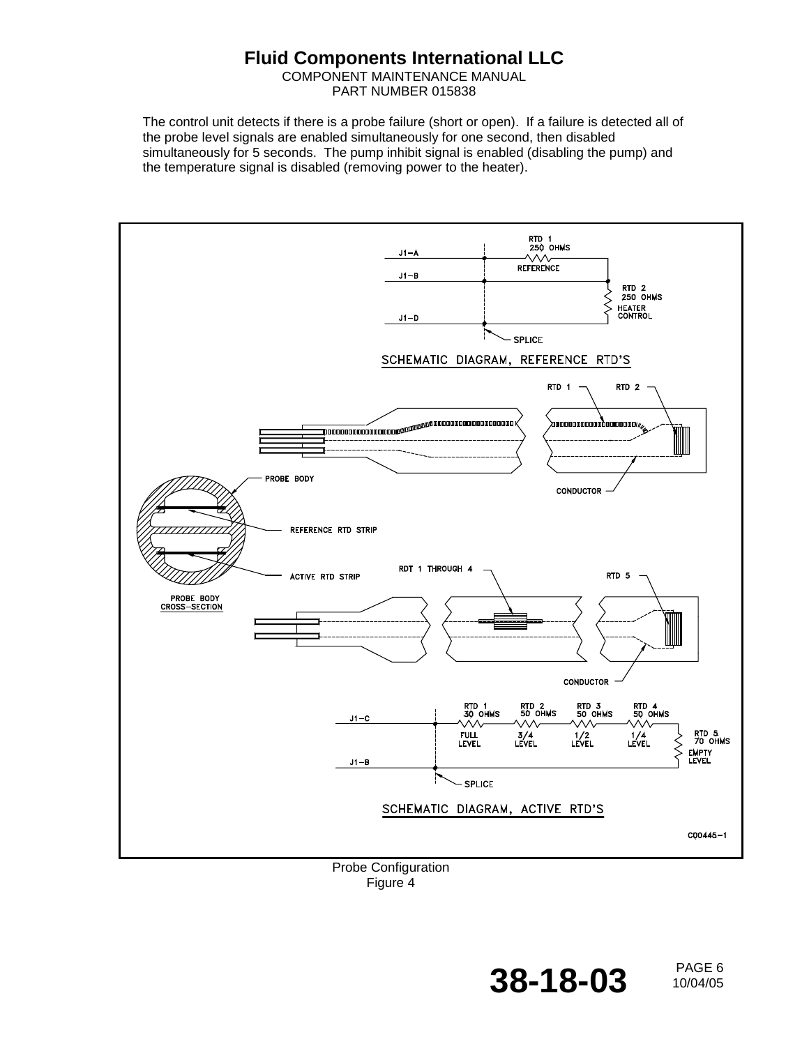The control unit detects if there is a probe failure (short or open). If a failure is detected all of the probe level signals are enabled simultaneously for one second, then disabled simultaneously for 5 seconds. The pump inhibit signal is enabled (disabling the pump) and the temperature signal is disabled (removing power to the heater).

Probe Configuration
Figure 4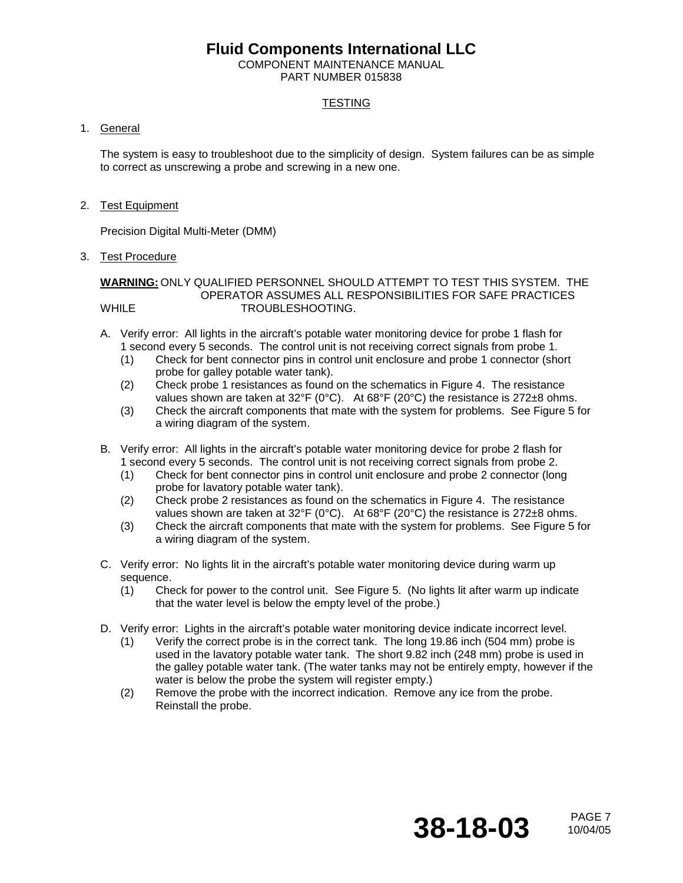## TESTING

1. General

   The system is easy to troubleshoot due to the simplicity of design. System failures can be as simple to correct as unscrewing a probe and screwing in a new one.

2. Test Equipment

   Precision Digital Multi-Meter (DMM)

3. Test Procedure

   **WARNING:** ONLY QUALIFIED PERSONNEL SHOULD ATTEMPT TO TEST THIS SYSTEM. THE OPERATOR ASSUMES ALL RESPONSIBILITIES FOR SAFE PRACTICES WHILE TROUBLESHOOTING.

   A. Verify error: All lights in the aircraft's potable water monitoring device for probe 1 flash for 1 second every 5 seconds. The control unit is not receiving correct signals from probe 1.
      (1) Check for bent connector pins in control unit enclosure and probe 1 connector (short probe for galley potable water tank).
      (2) Check probe 1 resistances as found on the schematics in Figure 4. The resistance values shown are taken at 32°F (0°C). At 68°F (20°C) the resistance is 272±8 ohms.
      (3) Check the aircraft components that mate with the system for problems. See Figure 5 for a wiring diagram of the system.

   B. Verify error: All lights in the aircraft's potable water monitoring device for probe 2 flash for 1 second every 5 seconds. The control unit is not receiving correct signals from probe 2.
      (1) Check for bent connector pins in control unit enclosure and probe 2 connector (long probe for lavatory potable water tank).
      (2) Check probe 2 resistances as found on the schematics in Figure 4. The resistance values shown are taken at 32°F (0°C). At 68°F (20°C) the resistance is 272±8 ohms.
      (3) Check the aircraft components that mate with the system for problems. See Figure 5 for a wiring diagram of the system.

   C. Verify error: No lights lit in the aircraft's potable water monitoring device during warm up sequence.
      (1) Check for power to the control unit. See Figure 5. (No lights lit after warm up indicate that the water level is below the empty level of the probe.)

   D. Verify error: Lights in the aircraft's potable water monitoring device indicate incorrect level.
      (1) Verify the correct probe is in the correct tank. The long 19.86 inch (504 mm) probe is used in the lavatory potable water tank. The short 9.82 inch (248 mm) probe is used in the galley potable water tank. (The water tanks may not be entirely empty, however if the water is below the probe the system will register empty.)
      (2) Remove the probe with the incorrect indication. Remove any ice from the probe. Reinstall the probe.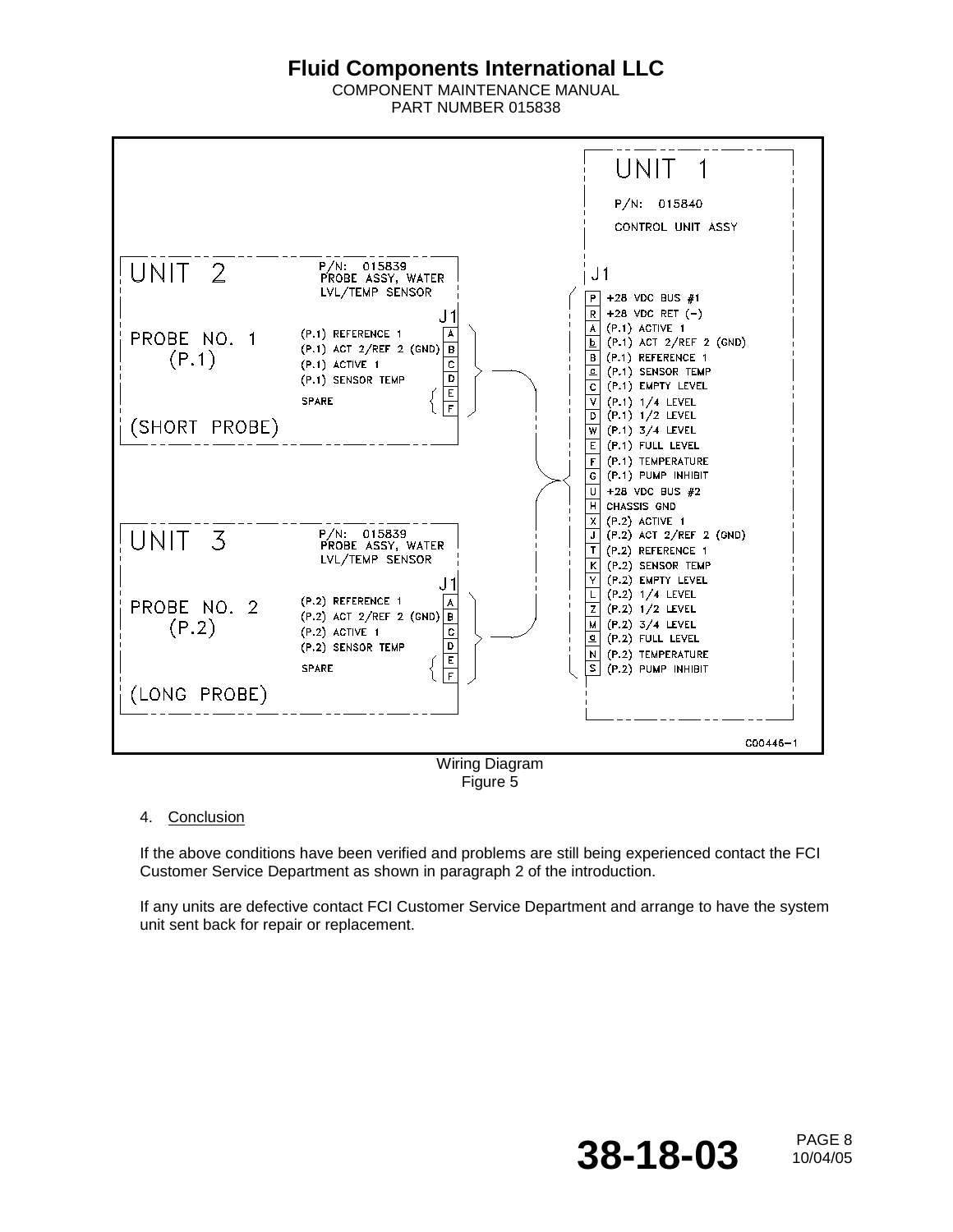| UNIT 1 |  |
| --- | --- |
| P/N: 015840 |  |
| CONTROL UNIT ASSY |  |
| **J1** |  |
| P | +28 VDC BUS #1 |
| R | +28 VDC RET (-) |
| A | (P.1) ACTIVE 1 |
| b | (P.1) ACT 2/REF 2 (GND) |
| B | (P.1) REFERENCE 1 |
| c | (P.1) SENSOR TEMP |
| C | (P.1) EMPTY LEVEL |
| V | (P.1) 1/4 LEVEL |
| D | (P.1) 1/2 LEVEL |
| W | (P.1) 3/4 LEVEL |
| E | (P.1) FULL LEVEL |
| F | (P.1) TEMPERATURE |
| G | (P.1) PUMP INHIBIT |
| U | +28 VDC BUS #2 |
| H | CHASSIS GND |
| X | (P.2) ACTIVE 1 |
| J | (P.2) ACT 2/REF 2 (GND) |
| T | (P.2) REFERENCE 1 |
| K | (P.2) SENSOR TEMP |
| Y | (P.2) EMPTY LEVEL |
| L | (P.2) 1/4 LEVEL |
| Z | (P.2) 1/2 LEVEL |
| M | (P.2) 3/4 LEVEL |
| a | (P.2) FULL LEVEL |
| N | (P.2) TEMPERATURE |
| S | (P.2) PUMP INHIBIT |

| UNIT 2 — P/N: 015839 PROBE ASSY, WATER LVL/TEMP SENSOR — PROBE NO. 1 (P.1) (SHORT PROBE) |  |
| --- | --- |
| **J1** |  |
| A | (P.1) REFERENCE 1 |
| B | (P.1) ACT 2/REF 2 (GND) |
| C | (P.1) ACTIVE 1 |
| D | (P.1) SENSOR TEMP |
| E | SPARE |
| F | SPARE |

| UNIT 3 — P/N: 015839 PROBE ASSY, WATER LVL/TEMP SENSOR — PROBE NO. 2 (P.2) (LONG PROBE) |  |
| --- | --- |
| **J1** |  |
| A | (P.2) REFERENCE 1 |
| B | (P.2) ACT 2/REF 2 (GND) |
| C | (P.2) ACTIVE 1 |
| D | (P.2) SENSOR TEMP |
| E | SPARE |
| F | SPARE |

C00446-1

Wiring Diagram
Figure 5

4. Conclusion

If the above conditions have been verified and problems are still being experienced contact the FCI Customer Service Department as shown in paragraph 2 of the introduction.

If any units are defective contact FCI Customer Service Department and arrange to have the system unit sent back for repair or replacement.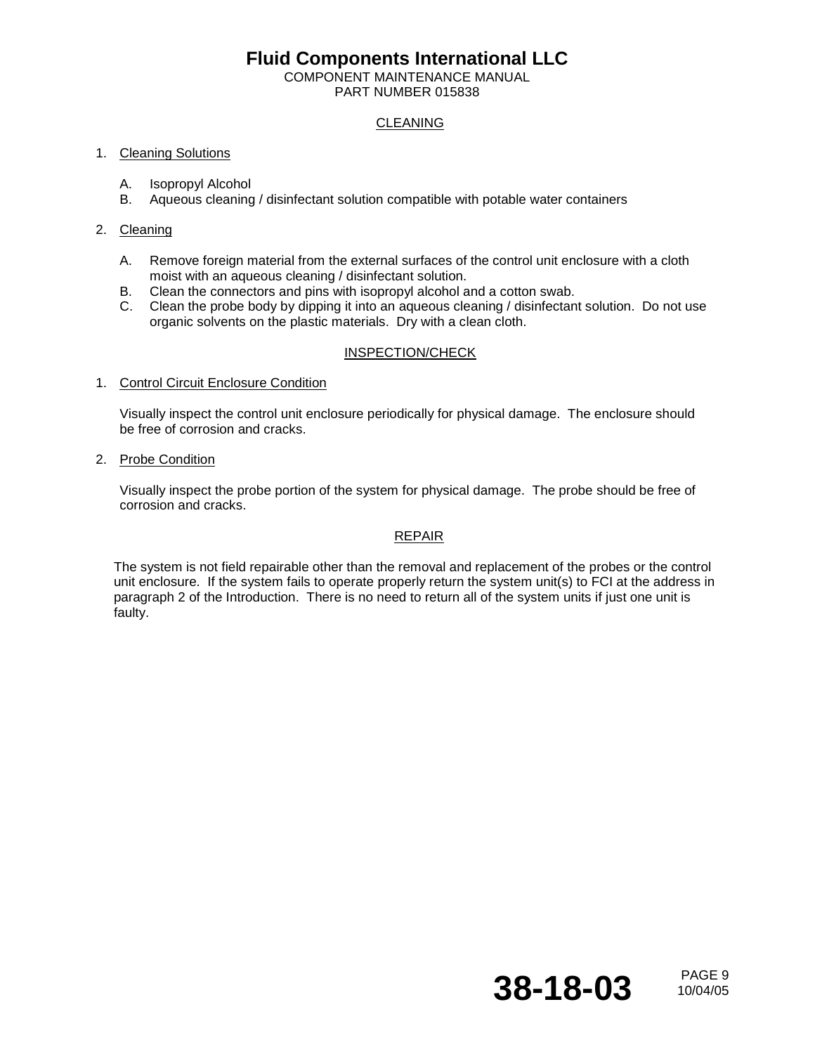## CLEANING

1. Cleaning Solutions

   A. Isopropyl Alcohol
   B. Aqueous cleaning / disinfectant solution compatible with potable water containers

2. Cleaning

   A. Remove foreign material from the external surfaces of the control unit enclosure with a cloth moist with an aqueous cleaning / disinfectant solution.
   B. Clean the connectors and pins with isopropyl alcohol and a cotton swab.
   C. Clean the probe body by dipping it into an aqueous cleaning / disinfectant solution. Do not use organic solvents on the plastic materials. Dry with a clean cloth.

## INSPECTION/CHECK

1. Control Circuit Enclosure Condition

   Visually inspect the control unit enclosure periodically for physical damage. The enclosure should be free of corrosion and cracks.

2. Probe Condition

   Visually inspect the probe portion of the system for physical damage. The probe should be free of corrosion and cracks.

## REPAIR

The system is not field repairable other than the removal and replacement of the probes or the control unit enclosure. If the system fails to operate properly return the system unit(s) to FCI at the address in paragraph 2 of the Introduction. There is no need to return all of the system units if just one unit is faulty.